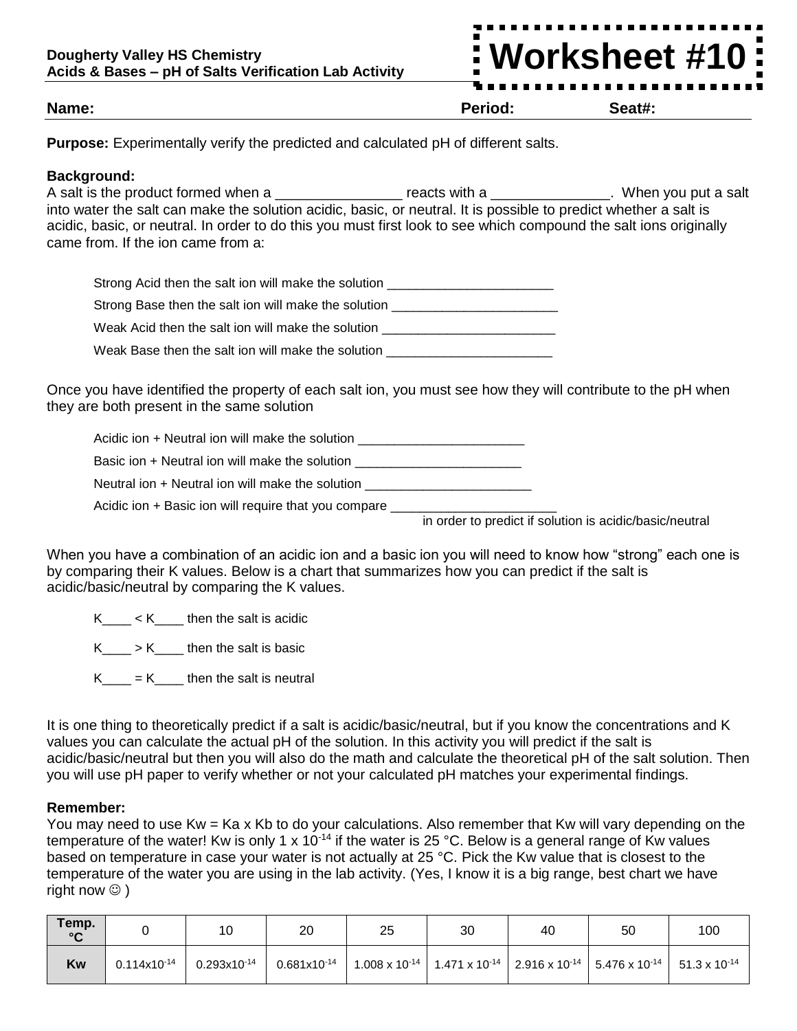**Dougherty Valley HS Chemistry**
**Acids & Bases – pH of Salts Verification Lab Activity**

# Worksheet #10

**Name:** **Period:** **Seat#:**

**Purpose:** Experimentally verify the predicted and calculated pH of different salts.

**Background:**
A salt is the product formed when a ________________ reacts with a _______________. When you put a salt into water the salt can make the solution acidic, basic, or neutral. It is possible to predict whether a salt is acidic, basic, or neutral. In order to do this you must first look to see which compound the salt ions originally came from. If the ion came from a:

Strong Acid then the salt ion will make the solution ________________________

Strong Base then the salt ion will make the solution ________________________

Weak Acid then the salt ion will make the solution ________________________

Weak Base then the salt ion will make the solution ________________________

Once you have identified the property of each salt ion, you must see how they will contribute to the pH when they are both present in the same solution

Acidic ion + Neutral ion will make the solution ________________________

Basic ion + Neutral ion will make the solution ________________________

Neutral ion + Neutral ion will make the solution ________________________

Acidic ion + Basic ion will require that you compare ________________________ in order to predict if solution is acidic/basic/neutral

When you have a combination of an acidic ion and a basic ion you will need to know how "strong" each one is by comparing their K values. Below is a chart that summarizes how you can predict if the salt is acidic/basic/neutral by comparing the K values.

$K_{\_\_\_\_} < K_{\_\_\_\_}$ then the salt is acidic

$K_{\_\_\_\_} > K_{\_\_\_\_}$ then the salt is basic

$K_{\_\_\_\_} = K_{\_\_\_\_}$ then the salt is neutral

It is one thing to theoretically predict if a salt is acidic/basic/neutral, but if you know the concentrations and K values you can calculate the actual pH of the solution. In this activity you will predict if the salt is acidic/basic/neutral but then you will also do the math and calculate the theoretical pH of the salt solution. Then you will use pH paper to verify whether or not your calculated pH matches your experimental findings.

**Remember:**
You may need to use Kw = Ka x Kb to do your calculations. Also remember that Kw will vary depending on the temperature of the water! Kw is only $1 \times 10^{-14}$ if the water is 25 °C. Below is a general range of Kw values based on temperature in case your water is not actually at 25 °C. Pick the Kw value that is closest to the temperature of the water you are using in the lab activity. (Yes, I know it is a big range, best chart we have right now ☺ )

| Temp. °C | 0 | 10 | 20 | 25 | 30 | 40 | 50 | 100 |
|---|---|---|---|---|---|---|---|---|
| Kw | $0.114 \times 10^{-14}$ | $0.293 \times 10^{-14}$ | $0.681 \times 10^{-14}$ | $1.008 \times 10^{-14}$ | $1.471 \times 10^{-14}$ | $2.916 \times 10^{-14}$ | $5.476 \times 10^{-14}$ | $51.3 \times 10^{-14}$ |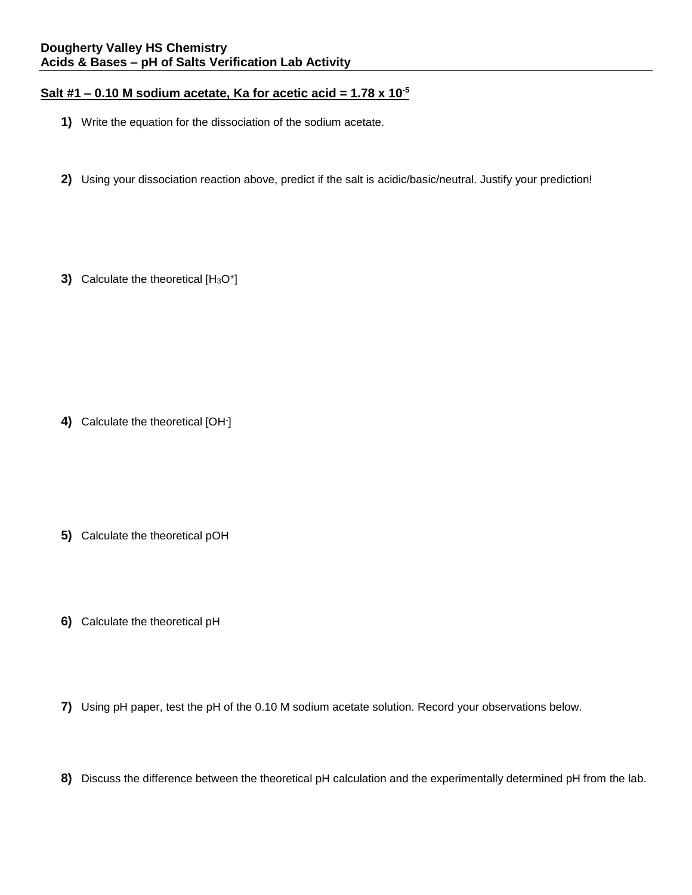**Dougherty Valley HS Chemistry**
**Acids & Bases – pH of Salts Verification Lab Activity**

## Salt #1 – 0.10 M sodium acetate, Ka for acetic acid = $1.78 \times 10^{-5}$

**1)** Write the equation for the dissociation of the sodium acetate.

**2)** Using your dissociation reaction above, predict if the salt is acidic/basic/neutral. Justify your prediction!

**3)** Calculate the theoretical $[H_3O^+]$

**4)** Calculate the theoretical $[OH^-]$

**5)** Calculate the theoretical pOH

**6)** Calculate the theoretical pH

**7)** Using pH paper, test the pH of the 0.10 M sodium acetate solution. Record your observations below.

**8)** Discuss the difference between the theoretical pH calculation and the experimentally determined pH from the lab.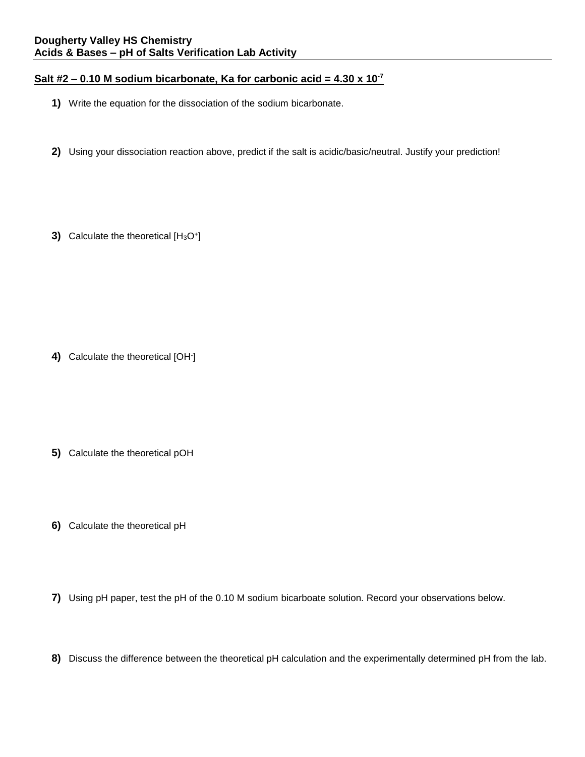**Dougherty Valley HS Chemistry**
**Acids & Bases – pH of Salts Verification Lab Activity**

**Salt #2 – 0.10 M sodium bicarbonate, Ka for carbonic acid = $4.30 \times 10^{-7}$**

**1)** Write the equation for the dissociation of the sodium bicarbonate.

**2)** Using your dissociation reaction above, predict if the salt is acidic/basic/neutral. Justify your prediction!

**3)** Calculate the theoretical $[H_3O^+]$

**4)** Calculate the theoretical $[OH^-]$

**5)** Calculate the theoretical pOH

**6)** Calculate the theoretical pH

**7)** Using pH paper, test the pH of the 0.10 M sodium bicarboate solution. Record your observations below.

**8)** Discuss the difference between the theoretical pH calculation and the experimentally determined pH from the lab.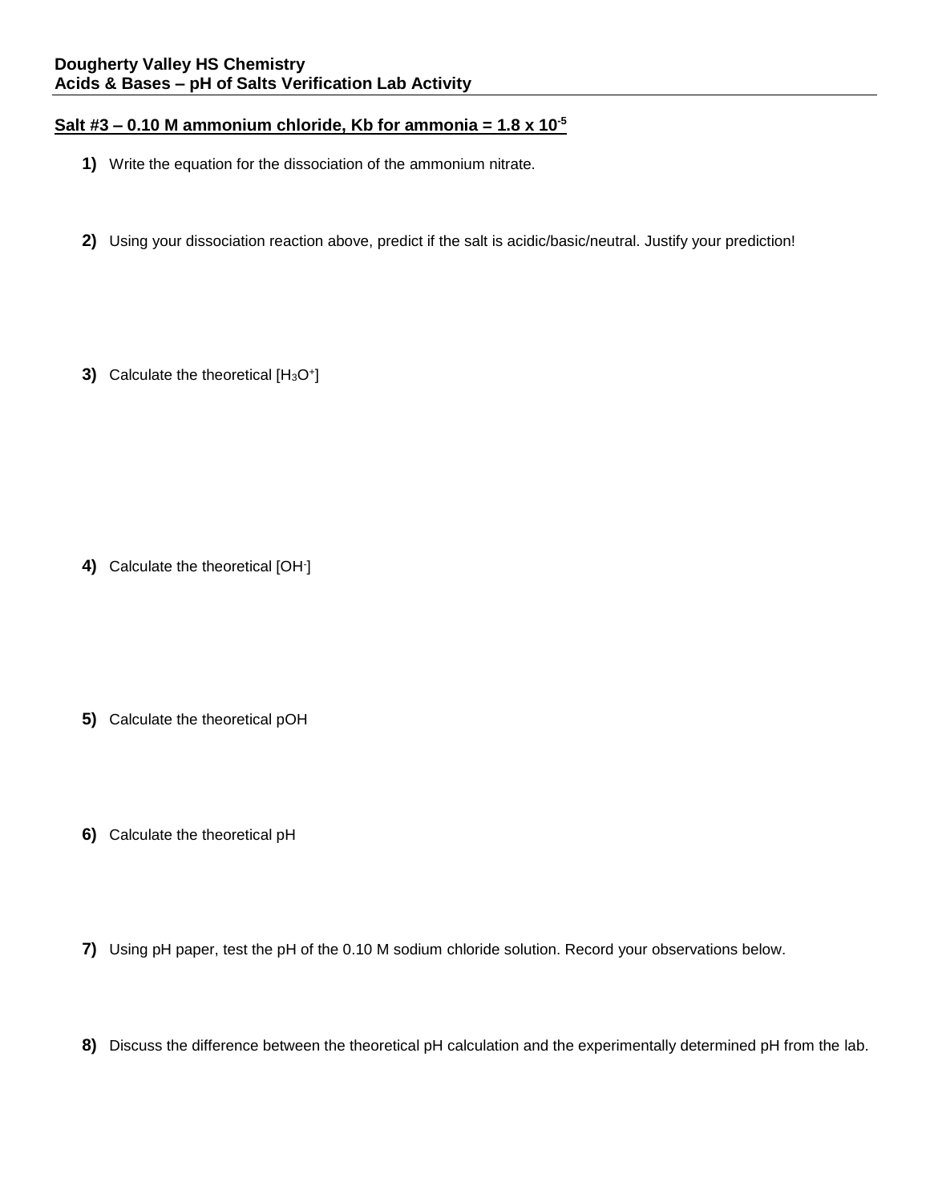**Dougherty Valley HS Chemistry**
**Acids & Bases – pH of Salts Verification Lab Activity**

## Salt #3 – 0.10 M ammonium chloride, Kb for ammonia = $1.8 \times 10^{-5}$

**1)** Write the equation for the dissociation of the ammonium nitrate.

**2)** Using your dissociation reaction above, predict if the salt is acidic/basic/neutral. Justify your prediction!

**3)** Calculate the theoretical $[H_3O^+]$

**4)** Calculate the theoretical $[OH^-]$

**5)** Calculate the theoretical pOH

**6)** Calculate the theoretical pH

**7)** Using pH paper, test the pH of the 0.10 M sodium chloride solution. Record your observations below.

**8)** Discuss the difference between the theoretical pH calculation and the experimentally determined pH from the lab.